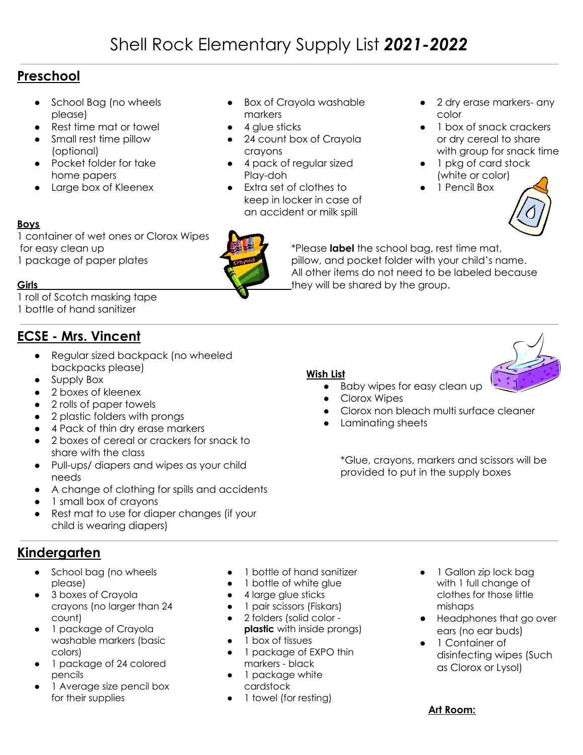# Shell Rock Elementary Supply List ***2021-2022***

## Preschool

- School Bag (no wheels please)
- Rest time mat or towel
- Small rest time pillow (optional)
- Pocket folder for take home papers
- Large box of Kleenex
- Box of Crayola washable markers
- 4 glue sticks
- 24 count box of Crayola crayons
- 4 pack of regular sized Play-doh
- Extra set of clothes to keep in locker in case of an accident or milk spill
- 2 dry erase markers- any color
- 1 box of snack crackers or dry cereal to share with group for snack time
- 1 pkg of card stock (white or color)
- 1 Pencil Box

**Boys**

1 container of wet ones or Clorox Wipes for easy clean up
1 package of paper plates

**Girls**

1 roll of Scotch masking tape
1 bottle of hand sanitizer

*Please **label** the school bag, rest time mat, pillow, and pocket folder with your child's name. All other items do not need to be labeled because they will be shared by the group.

## ECSE - Mrs. Vincent

- Regular sized backpack (no wheeled backpacks please)
- Supply Box
- 2 boxes of kleenex
- 2 rolls of paper towels
- 2 plastic folders with prongs
- 4 Pack of thin dry erase markers
- 2 boxes of cereal or crackers for snack to share with the class
- Pull-ups/ diapers and wipes as your child needs
- A change of clothing for spills and accidents
- 1 small box of crayons
- Rest mat to use for diaper changes (if your child is wearing diapers)

**Wish List**

- Baby wipes for easy clean up
- Clorox Wipes
- Clorox non bleach multi surface cleaner
- Laminating sheets

*Glue, crayons, markers and scissors will be provided to put in the supply boxes

## Kindergarten

- School bag (no wheels please)
- 3 boxes of Crayola crayons (no larger than 24 count)
- 1 package of Crayola washable markers (basic colors)
- 1 package of 24 colored pencils
- 1 Average size pencil box for their supplies
- 1 bottle of hand sanitizer
- 1 bottle of white glue
- 4 large glue sticks
- 1 pair scissors (Fiskars)
- 2 folders (solid color - **plastic** with inside prongs)
- 1 box of tissues
- 1 package of EXPO thin markers - black
- 1 package white cardstock
- 1 towel (for resting)
- 1 Gallon zip lock bag with 1 full change of clothes for those little mishaps
- Headphones that go over ears (no ear buds)
- 1 Container of disinfecting wipes (Such as Clorox or Lysol)

**Art Room:**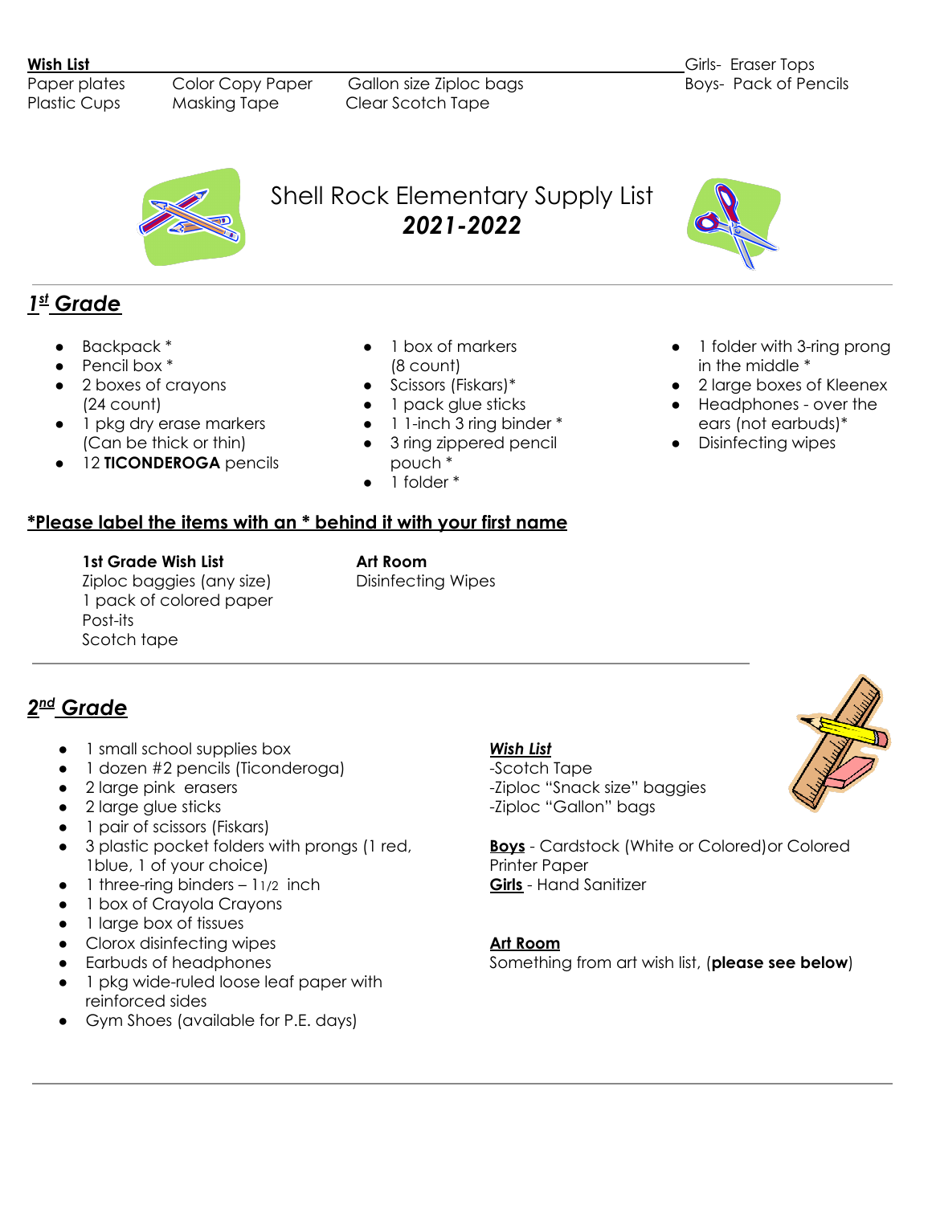**Wish List**

Paper plates | Color Copy Paper | Gallon size Ziploc bags
Plastic Cups | Masking Tape | Clear Scotch Tape

Girls- Eraser Tops
Boys- Pack of Pencils

# Shell Rock Elementary Supply List
## *2021-2022*

## *1st Grade*

- Backpack *
- Pencil box *
- 2 boxes of crayons (24 count)
- 1 pkg dry erase markers (Can be thick or thin)
- 12 **TICONDEROGA** pencils
- 1 box of markers (8 count)
- Scissors (Fiskars)*
- 1 pack glue sticks
- 1 1-inch 3 ring binder *
- 3 ring zippered pencil pouch *
- 1 folder *
- 1 folder with 3-ring prong in the middle *
- 2 large boxes of Kleenex
- Headphones - over the ears (not earbuds)*
- Disinfecting wipes

***Please label the items with an * behind it with your first name**

**1st Grade Wish List**
Ziploc baggies (any size)
1 pack of colored paper
Post-its
Scotch tape

**Art Room**
Disinfecting Wipes

## *2nd Grade*

- 1 small school supplies box
- 1 dozen #2 pencils (Ticonderoga)
- 2 large pink erasers
- 2 large glue sticks
- 1 pair of scissors (Fiskars)
- 3 plastic pocket folders with prongs (1 red, 1blue, 1 of your choice)
- 1 three-ring binders – 11/2 inch
- 1 box of Crayola Crayons
- 1 large box of tissues
- Clorox disinfecting wipes
- Earbuds of headphones
- 1 pkg wide-ruled loose leaf paper with reinforced sides
- Gym Shoes (available for P.E. days)

***Wish List***
-Scotch Tape
-Ziploc "Snack size" baggies
-Ziploc "Gallon" bags

**Boys** - Cardstock (White or Colored)or Colored Printer Paper
**Girls** - Hand Sanitizer

**Art Room**
Something from art wish list, (**please see below**)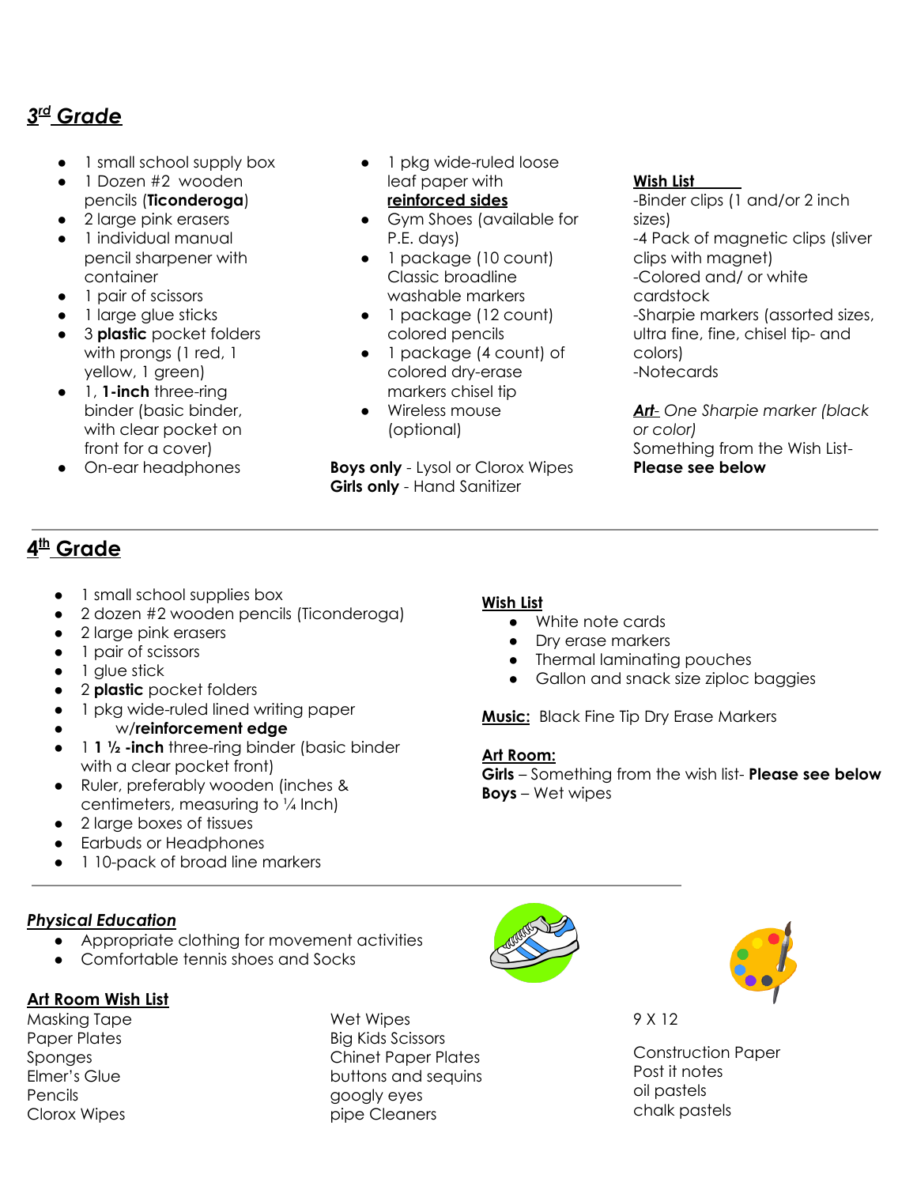## *3^rd^ Grade*

- 1 small school supply box
- 1 Dozen #2 wooden pencils (**Ticonderoga**)
- 2 large pink erasers
- 1 individual manual pencil sharpener with container
- 1 pair of scissors
- 1 large glue sticks
- 3 **plastic** pocket folders with prongs (1 red, 1 yellow, 1 green)
- 1, **1-inch** three-ring binder (basic binder, with clear pocket on front for a cover)
- On-ear headphones
- 1 pkg wide-ruled loose leaf paper with **reinforced sides**
- Gym Shoes (available for P.E. days)
- 1 package (10 count) Classic broadline washable markers
- 1 package (12 count) colored pencils
- 1 package (4 count) of colored dry-erase markers chisel tip
- Wireless mouse (optional)

**Boys only** - Lysol or Clorox Wipes
**Girls only** - Hand Sanitizer

**Wish List**
-Binder clips (1 and/or 2 inch sizes)
-4 Pack of magnetic clips (sliver clips with magnet)
-Colored and/ or white cardstock
-Sharpie markers (assorted sizes, ultra fine, fine, chisel tip- and colors)
-Notecards

***Art***- *One Sharpie marker (black or color)*
Something from the Wish List- **Please see below**

## 4^th^ Grade

- 1 small school supplies box
- 2 dozen #2 wooden pencils (Ticonderoga)
- 2 large pink erasers
- 1 pair of scissors
- 1 glue stick
- 2 **plastic** pocket folders
- 1 pkg wide-ruled lined writing paper
- w/**reinforcement edge**
- 1 **1 ½ -inch** three-ring binder (basic binder with a clear pocket front)
- Ruler, preferably wooden (inches & centimeters, measuring to ¼ Inch)
- 2 large boxes of tissues
- Earbuds or Headphones
- 1 10-pack of broad line markers

**Wish List**
- White note cards
- Dry erase markers
- Thermal laminating pouches
- Gallon and snack size ziploc baggies

**Music:** Black Fine Tip Dry Erase Markers

**Art Room:**
**Girls** – Something from the wish list- **Please see below**
**Boys** – Wet wipes

### *Physical Education*

- Appropriate clothing for movement activities
- Comfortable tennis shoes and Socks

### Art Room Wish List

Masking Tape
Paper Plates
Sponges
Elmer's Glue
Pencils
Clorox Wipes
Wet Wipes
Big Kids Scissors
Chinet Paper Plates
buttons and sequins
googly eyes
pipe Cleaners
9 X 12

Construction Paper
Post it notes
oil pastels
chalk pastels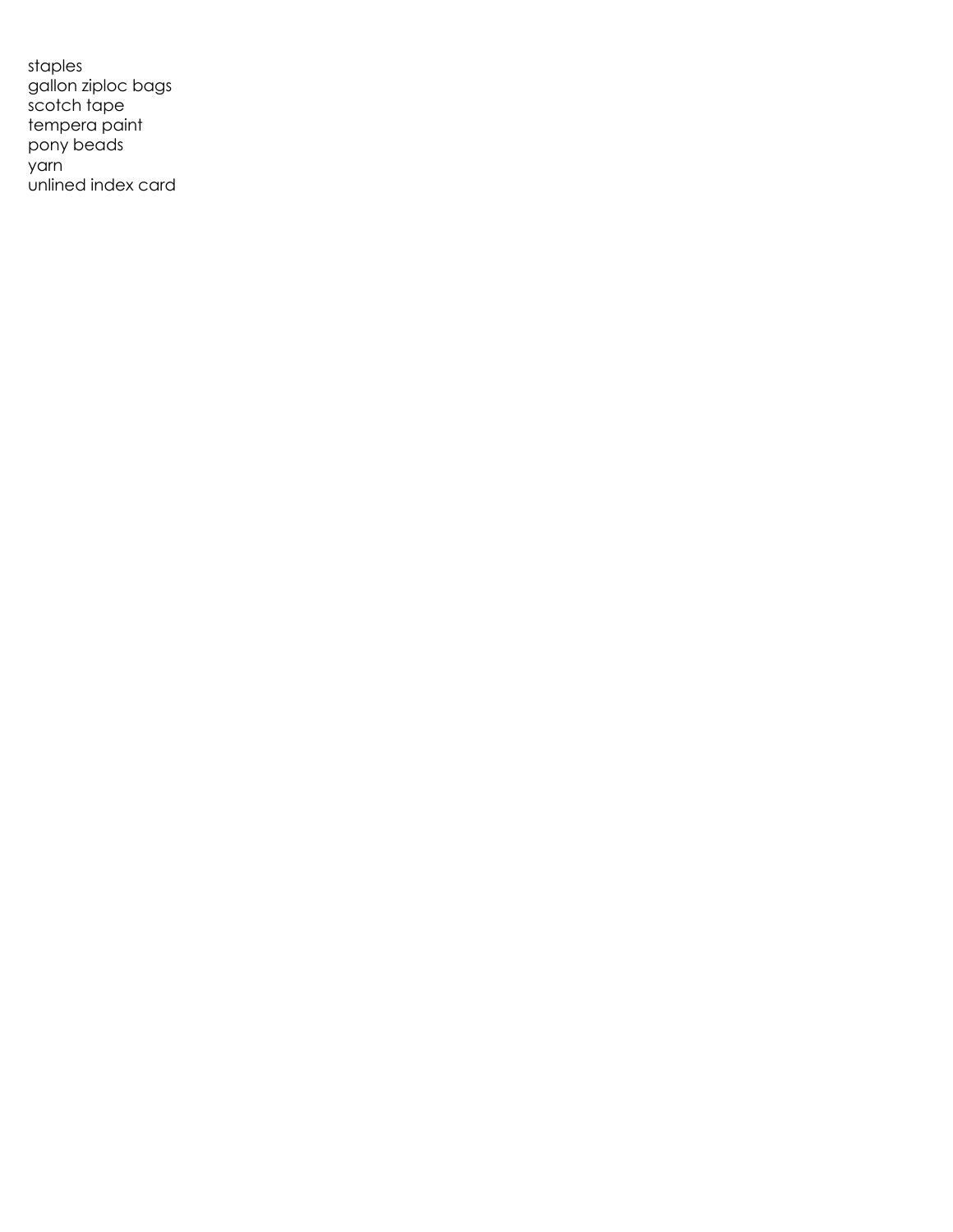staples
gallon ziploc bags
scotch tape
tempera paint
pony beads
yarn
unlined index card